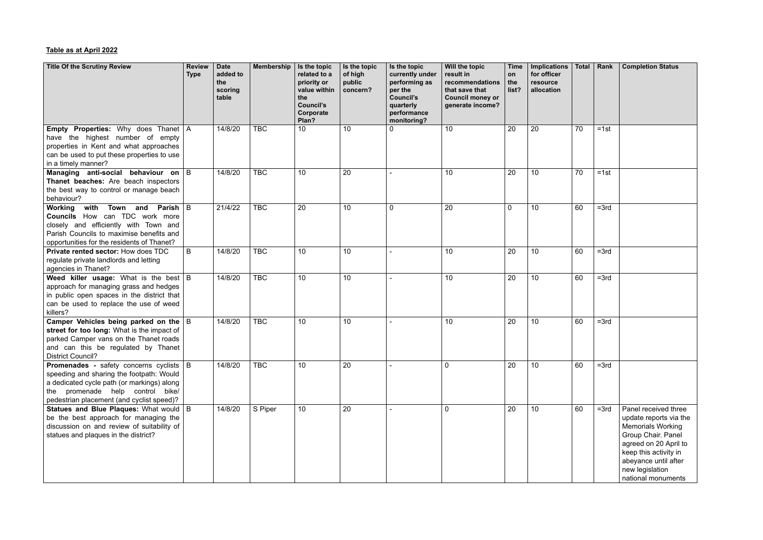**Table as at April 2022**

| Title Of the Scrutiny Review | Review Type | Date added to the scoring table | Membership | Is the topic related to a priority or value within the Council's Corporate Plan? | Is the topic of high public concern? | Is the topic currently under performing as per the Council's quarterly performance monitoring? | Will the topic result in recommendations that save that Council money or generate income? | Time on the list? | Implications for officer resource allocation | Total | Rank | Completion Status |
|---|---|---|---|---|---|---|---|---|---|---|---|---|
| **Empty Properties:** Why does Thanet have the highest number of empty properties in Kent and what approaches can be used to put these properties to use in a timely manner? | A | 14/8/20 | TBC | 10 | 10 | 0 | 10 | 20 | 20 | 70 | =1st | |
| **Managing anti-social behaviour on Thanet beaches:** Are beach inspectors the best way to control or manage beach behaviour? | B | 14/8/20 | TBC | 10 | 20 | - | 10 | 20 | 10 | 70 | =1st | |
| **Working with Town and Parish Councils** How can TDC work more closely and efficiently with Town and Parish Councils to maximise benefits and opportunities for the residents of Thanet? | B | 21/4/22 | TBC | 20 | 10 | 0 | 20 | 0 | 10 | 60 | =3rd | |
| **Private rented sector:** How does TDC regulate private landlords and letting agencies in Thanet? | B | 14/8/20 | TBC | 10 | 10 | - | 10 | 20 | 10 | 60 | =3rd | |
| **Weed killer usage:** What is the best approach for managing grass and hedges in public open spaces in the district that can be used to replace the use of weed killers? | B | 14/8/20 | TBC | 10 | 10 | - | 10 | 20 | 10 | 60 | =3rd | |
| **Camper Vehicles being parked on the street for too long:** What is the impact of parked Camper vans on the Thanet roads and can this be regulated by Thanet District Council? | B | 14/8/20 | TBC | 10 | 10 | - | 10 | 20 | 10 | 60 | =3rd | |
| **Promenades -** safety concerns cyclists speeding and sharing the footpath: Would a dedicated cycle path (or markings) along the promenade help control bike/ pedestrian placement (and cyclist speed)? | B | 14/8/20 | TBC | 10 | 20 | - | 0 | 20 | 10 | 60 | =3rd | |
| **Statues and Blue Plaques:** What would be the best approach for managing the discussion on and review of suitability of statues and plaques in the district? | B | 14/8/20 | S Piper | 10 | 20 | - | 0 | 20 | 10 | 60 | =3rd | Panel received three update reports via the Memorials Working Group Chair. Panel agreed on 20 April to keep this activity in abeyance until after new legislation national monuments |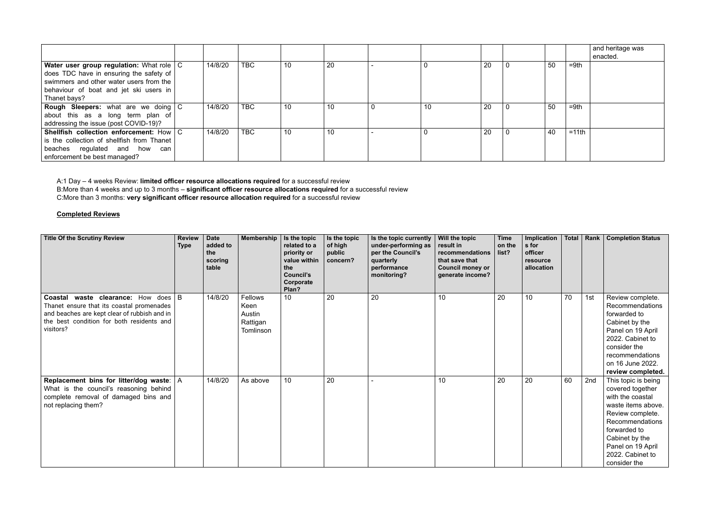| | | | | | | | | | | | | and heritage was enacted. |
|---|---|---|---|---|---|---|---|---|---|---|---|---|
| **Water user group regulation:** What role does TDC have in ensuring the safety of swimmers and other water users from the behaviour of boat and jet ski users in Thanet bays? | C | 14/8/20 | TBC | 10 | 20 | - | 0 | 20 | 0 | 50 | =9th | |
| **Rough Sleepers:** what are we doing about this as a long term plan of addressing the issue (post COVID-19)? | C | 14/8/20 | TBC | 10 | 10 | 0 | 10 | 20 | 0 | 50 | =9th | |
| **Shellfish collection enforcement:** How is the collection of shellfish from Thanet beaches regulated and how can enforcement be best managed? | C | 14/8/20 | TBC | 10 | 10 | - | 0 | 20 | 0 | 40 | =11th | |

A:1 Day – 4 weeks Review: **limited officer resource allocations required** for a successful review
B:More than 4 weeks and up to 3 months – **significant officer resource allocations required** for a successful review
C:More than 3 months: **very significant officer resource allocation required** for a successful review

**Completed Reviews**

| Title Of the Scrutiny Review | Review Type | Date added to the scoring table | Membership | Is the topic related to a priority or value within the Council's Corporate Plan? | Is the topic of high public concern? | Is the topic currently under-performing as per the Council's quarterly performance monitoring? | Will the topic result in recommendations that save that Council money or generate income? | Time on the list? | Implications for officer resource allocation | Total | Rank | Completion Status |
|---|---|---|---|---|---|---|---|---|---|---|---|---|
| **Coastal waste clearance:** How does Thanet ensure that its coastal promenades and beaches are kept clear of rubbish and in the best condition for both residents and visitors? | B | 14/8/20 | Fellows Keen Austin Rattigan Tomlinson | 10 | 20 | 20 | 10 | 20 | 10 | 70 | 1st | Review complete. Recommendations forwarded to Cabinet by the Panel on 19 April 2022. Cabinet to consider the recommendations on 16 June 2022. **review completed.** |
| **Replacement bins for litter/dog waste**: What is the council's reasoning behind complete removal of damaged bins and not replacing them? | A | 14/8/20 | As above | 10 | 20 | - | 10 | 20 | 20 | 60 | 2nd | This topic is being covered together with the coastal waste items above. Review complete. Recommendations forwarded to Cabinet by the Panel on 19 April 2022. Cabinet to consider the |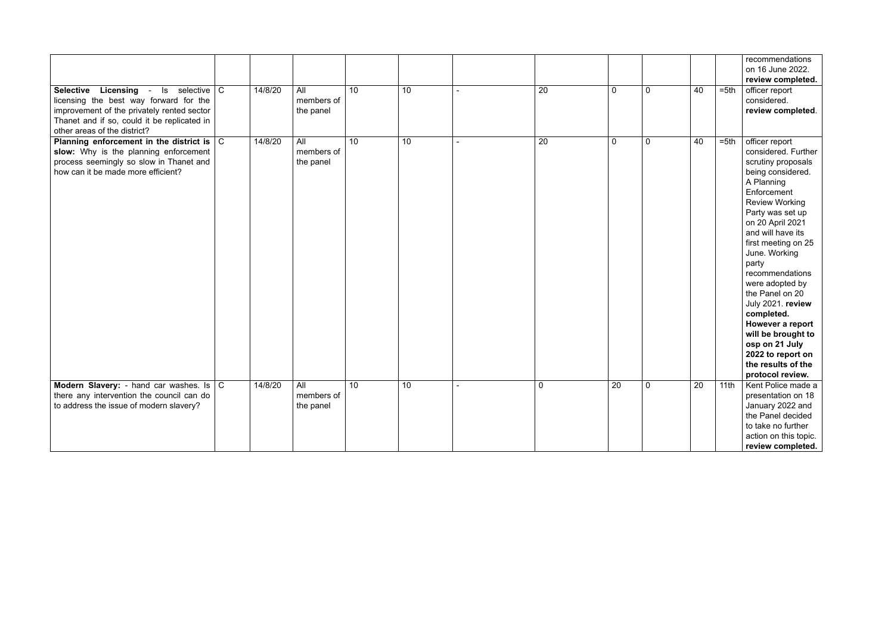| | | | | | | | | | | | | |
|---|---|---|---|---|---|---|---|---|---|---|---|---|
| | | | | | | | | | | | | recommendations on 16 June 2022. **review completed.** |
| **Selective Licensing** - Is selective licensing the best way forward for the improvement of the privately rented sector Thanet and if so, could it be replicated in other areas of the district? | C | 14/8/20 | All members of the panel | 10 | 10 | - | 20 | 0 | 0 | 40 | =5th | officer report considered. **review completed**. |
| **Planning enforcement in the district is slow:** Why is the planning enforcement process seemingly so slow in Thanet and how can it be made more efficient? | C | 14/8/20 | All members of the panel | 10 | 10 | - | 20 | 0 | 0 | 40 | =5th | officer report considered. Further scrutiny proposals being considered. A Planning Enforcement Review Working Party was set up on 20 April 2021 and will have its first meeting on 25 June. Working party recommendations were adopted by the Panel on 20 July 2021. **review completed. However a report will be brought to osp on 21 July 2022 to report on the results of the protocol review.** |
| **Modern Slavery:** - hand car washes. Is there any intervention the council can do to address the issue of modern slavery? | C | 14/8/20 | All members of the panel | 10 | 10 | - | 0 | 20 | 0 | 20 | 11th | Kent Police made a presentation on 18 January 2022 and the Panel decided to take no further action on this topic. **review completed.** |